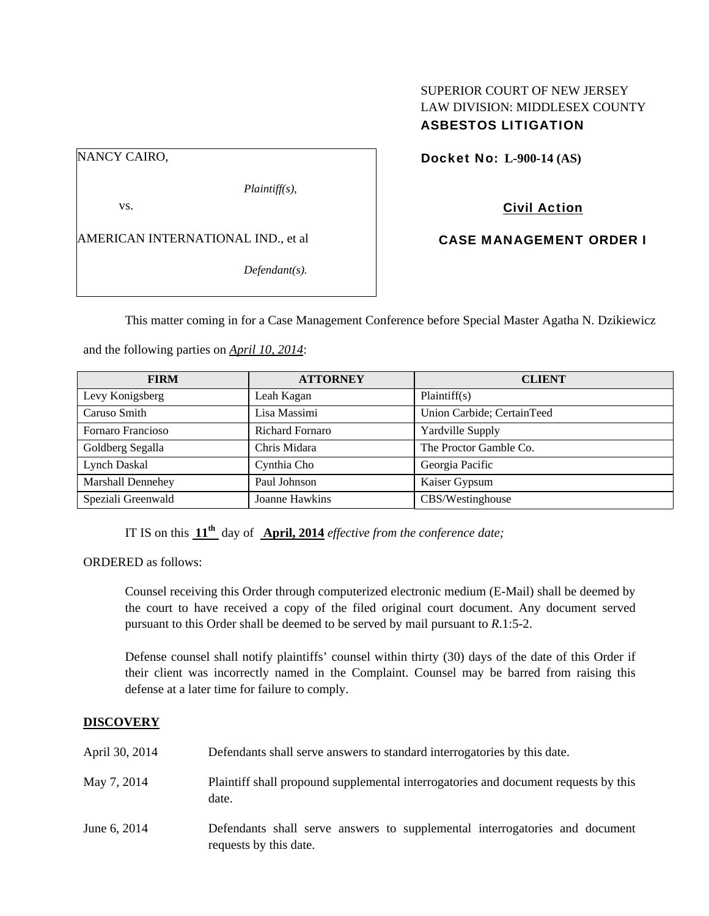SUPERIOR COURT OF NEW JERSEY
LAW DIVISION: MIDDLESEX COUNTY
**ASBESTOS LITIGATION**

NANCY CAIRO,

*Plaintiff(s),*

vs.

AMERICAN INTERNATIONAL IND., et al

*Defendant(s).*

**Docket No: L-900-14 (AS)**

**Civil Action**

**CASE MANAGEMENT ORDER I**

This matter coming in for a Case Management Conference before Special Master Agatha N. Dzikiewicz and the following parties on *April 10, 2014*:

| FIRM | ATTORNEY | CLIENT |
|---|---|---|
| Levy Konigsberg | Leah Kagan | Plaintiff(s) |
| Caruso Smith | Lisa Massimi | Union Carbide; CertainTeed |
| Fornaro Francioso | Richard Fornaro | Yardville Supply |
| Goldberg Segalla | Chris Midara | The Proctor Gamble Co. |
| Lynch Daskal | Cynthia Cho | Georgia Pacific |
| Marshall Dennehey | Paul Johnson | Kaiser Gypsum |
| Speziali Greenwald | Joanne Hawkins | CBS/Westinghouse |

IT IS on this **11th** day of **April, 2014** *effective from the conference date;*

ORDERED as follows:

Counsel receiving this Order through computerized electronic medium (E-Mail) shall be deemed by the court to have received a copy of the filed original court document. Any document served pursuant to this Order shall be deemed to be served by mail pursuant to *R*.1:5-2.

Defense counsel shall notify plaintiffs' counsel within thirty (30) days of the date of this Order if their client was incorrectly named in the Complaint. Counsel may be barred from raising this defense at a later time for failure to comply.

**DISCOVERY**

April 30, 2014 — Defendants shall serve answers to standard interrogatories by this date.

May 7, 2014 — Plaintiff shall propound supplemental interrogatories and document requests by this date.

June 6, 2014 — Defendants shall serve answers to supplemental interrogatories and document requests by this date.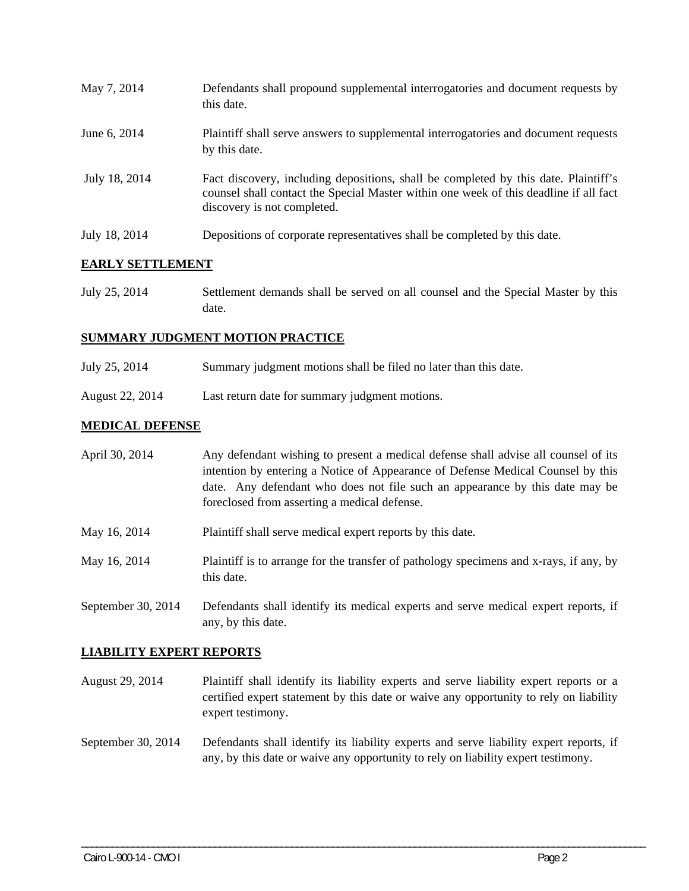May 7, 2014 Defendants shall propound supplemental interrogatories and document requests by this date.

June 6, 2014 Plaintiff shall serve answers to supplemental interrogatories and document requests by this date.

July 18, 2014 Fact discovery, including depositions, shall be completed by this date. Plaintiff's counsel shall contact the Special Master within one week of this deadline if all fact discovery is not completed.

July 18, 2014 Depositions of corporate representatives shall be completed by this date.

## EARLY SETTLEMENT

July 25, 2014 Settlement demands shall be served on all counsel and the Special Master by this date.

## SUMMARY JUDGMENT MOTION PRACTICE

July 25, 2014 Summary judgment motions shall be filed no later than this date.

August 22, 2014 Last return date for summary judgment motions.

## MEDICAL DEFENSE

April 30, 2014 Any defendant wishing to present a medical defense shall advise all counsel of its intention by entering a Notice of Appearance of Defense Medical Counsel by this date. Any defendant who does not file such an appearance by this date may be foreclosed from asserting a medical defense.

May 16, 2014 Plaintiff shall serve medical expert reports by this date.

May 16, 2014 Plaintiff is to arrange for the transfer of pathology specimens and x-rays, if any, by this date.

September 30, 2014 Defendants shall identify its medical experts and serve medical expert reports, if any, by this date.

## LIABILITY EXPERT REPORTS

August 29, 2014 Plaintiff shall identify its liability experts and serve liability expert reports or a certified expert statement by this date or waive any opportunity to rely on liability expert testimony.

September 30, 2014 Defendants shall identify its liability experts and serve liability expert reports, if any, by this date or waive any opportunity to rely on liability expert testimony.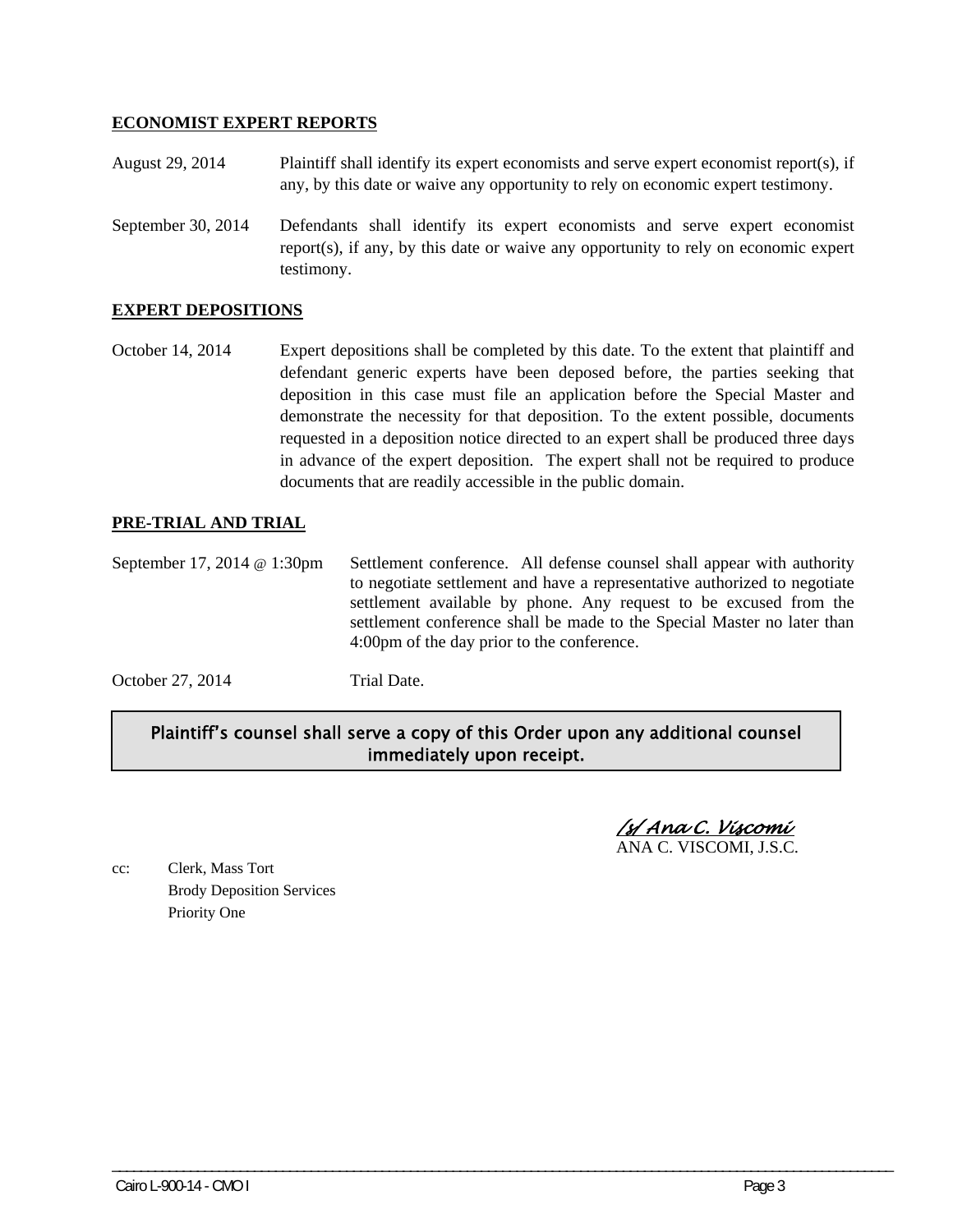**ECONOMIST EXPERT REPORTS**

| | |
|---|---|
| August 29, 2014 | Plaintiff shall identify its expert economists and serve expert economist report(s), if any, by this date or waive any opportunity to rely on economic expert testimony. |
| September 30, 2014 | Defendants shall identify its expert economists and serve expert economist report(s), if any, by this date or waive any opportunity to rely on economic expert testimony. |

**EXPERT DEPOSITIONS**

| | |
|---|---|
| October 14, 2014 | Expert depositions shall be completed by this date. To the extent that plaintiff and defendant generic experts have been deposed before, the parties seeking that deposition in this case must file an application before the Special Master and demonstrate the necessity for that deposition. To the extent possible, documents requested in a deposition notice directed to an expert shall be produced three days in advance of the expert deposition. The expert shall not be required to produce documents that are readily accessible in the public domain. |

**PRE-TRIAL AND TRIAL**

| | |
|---|---|
| September 17, 2014 @ 1:30pm | Settlement conference. All defense counsel shall appear with authority to negotiate settlement and have a representative authorized to negotiate settlement available by phone. Any request to be excused from the settlement conference shall be made to the Special Master no later than 4:00pm of the day prior to the conference. |
| October 27, 2014 | Trial Date. |

**Plaintiff's counsel shall serve a copy of this Order upon any additional counsel immediately upon receipt.**

*/s/ Ana C. Viscomi*
ANA C. VISCOMI, J.S.C.

cc: Clerk, Mass Tort
Brody Deposition Services
Priority One

Cairo L-900-14 - CMO I